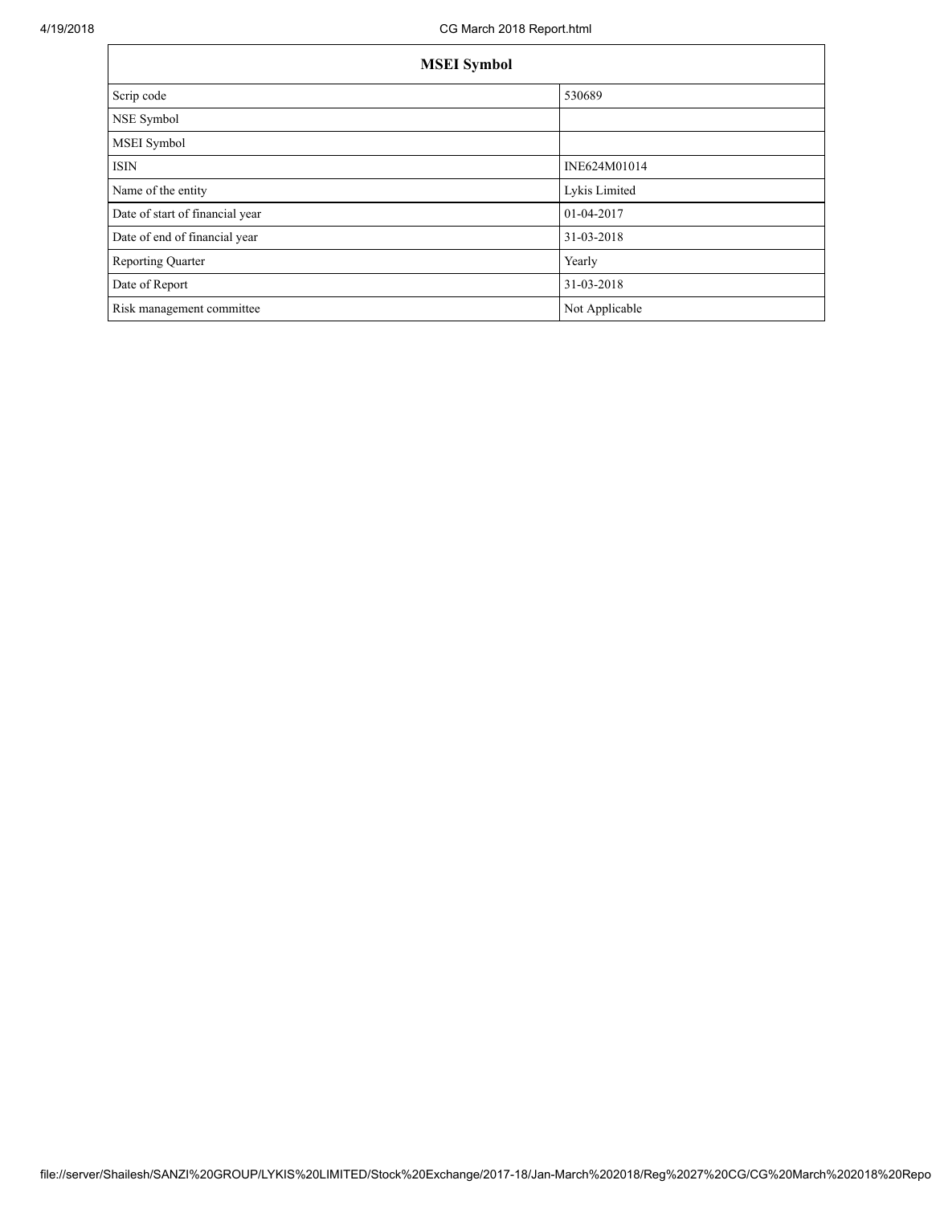| MSEI Symbol | |
|---|---|
| Scrip code | 530689 |
| NSE Symbol | |
| MSEI Symbol | |
| ISIN | INE624M01014 |
| Name of the entity | Lykis Limited |
| Date of start of financial year | 01-04-2017 |
| Date of end of financial year | 31-03-2018 |
| Reporting Quarter | Yearly |
| Date of Report | 31-03-2018 |
| Risk management committee | Not Applicable |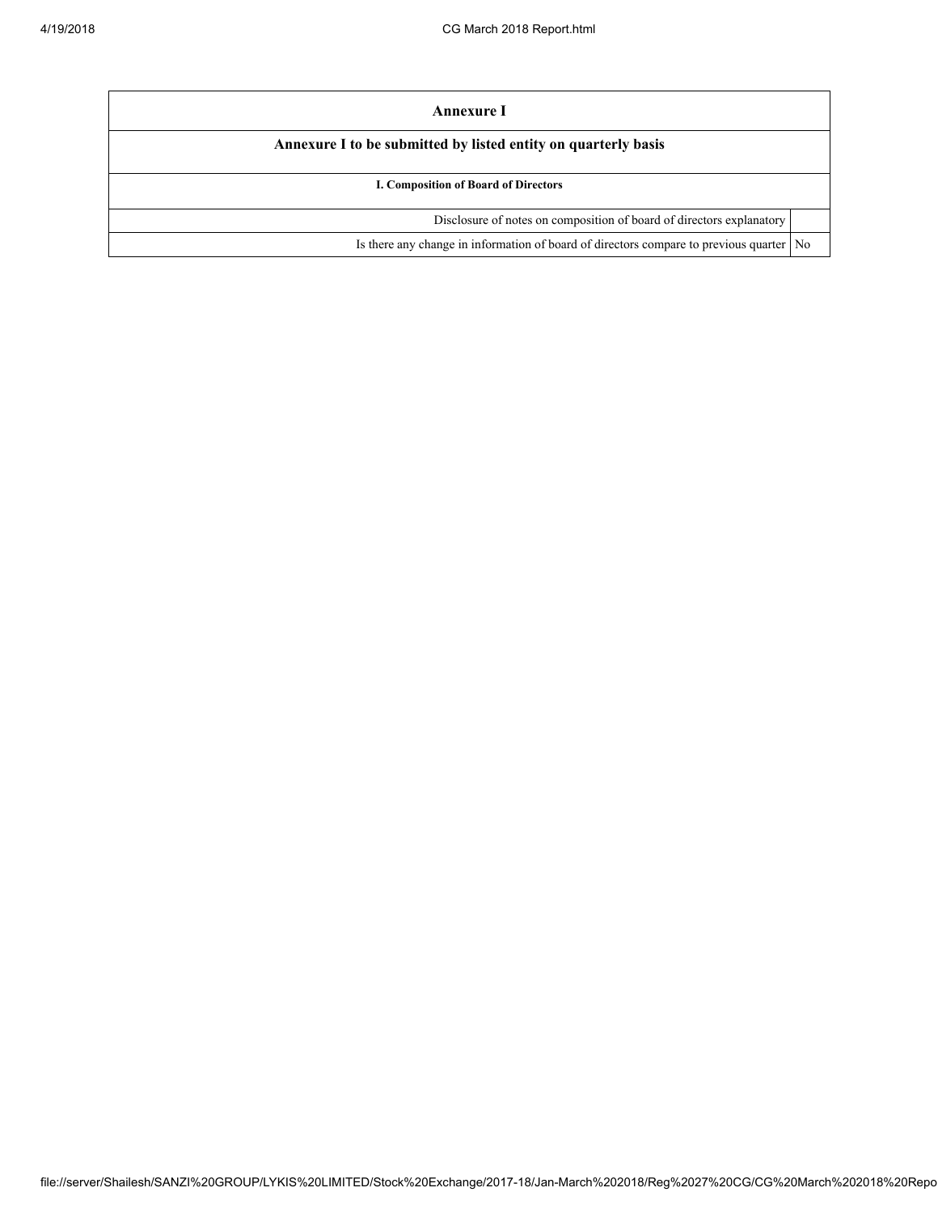| Annexure I | |
|---|---|
| **Annexure I to be submitted by listed entity on quarterly basis** | |
| **I. Composition of Board of Directors** | |
| Disclosure of notes on composition of board of directors explanatory | |
| Is there any change in information of board of directors compare to previous quarter | No |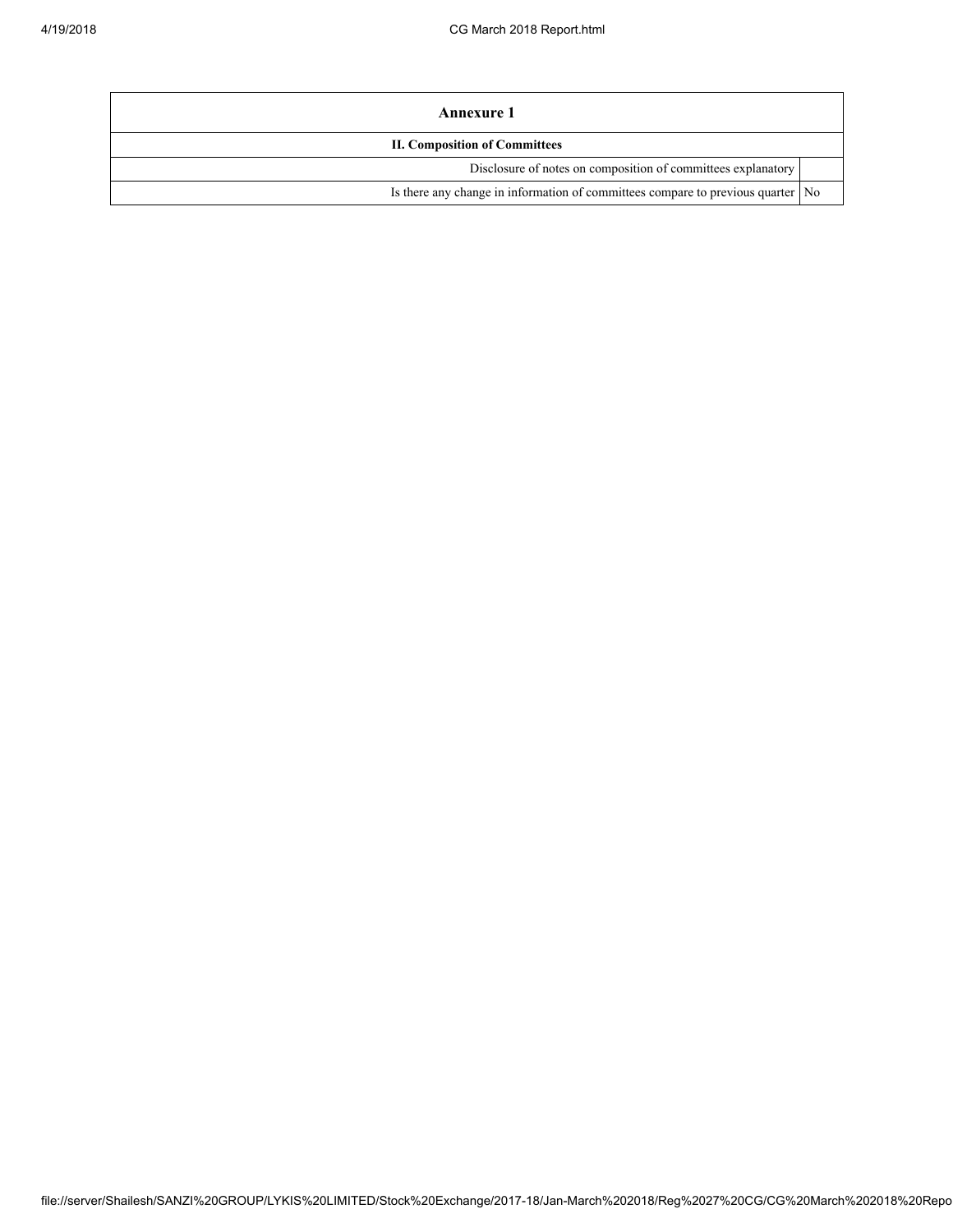| Annexure 1 | |
| --- | --- |
| **II. Composition of Committees** | |
| Disclosure of notes on composition of committees explanatory | |
| Is there any change in information of committees compare to previous quarter | No |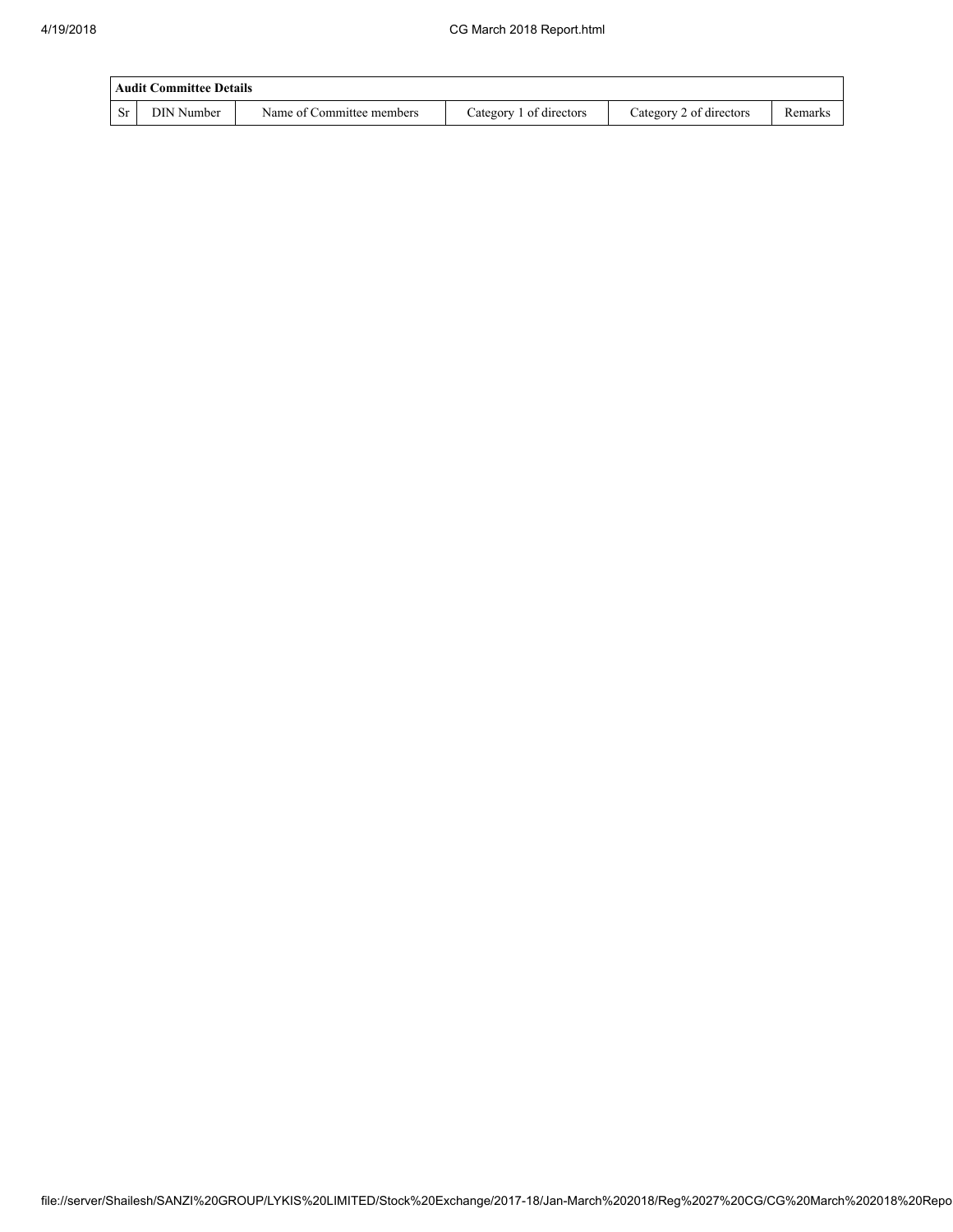| Audit Committee Details | | | | | |
|---|---|---|---|---|---|
| Sr | DIN Number | Name of Committee members | Category 1 of directors | Category 2 of directors | Remarks |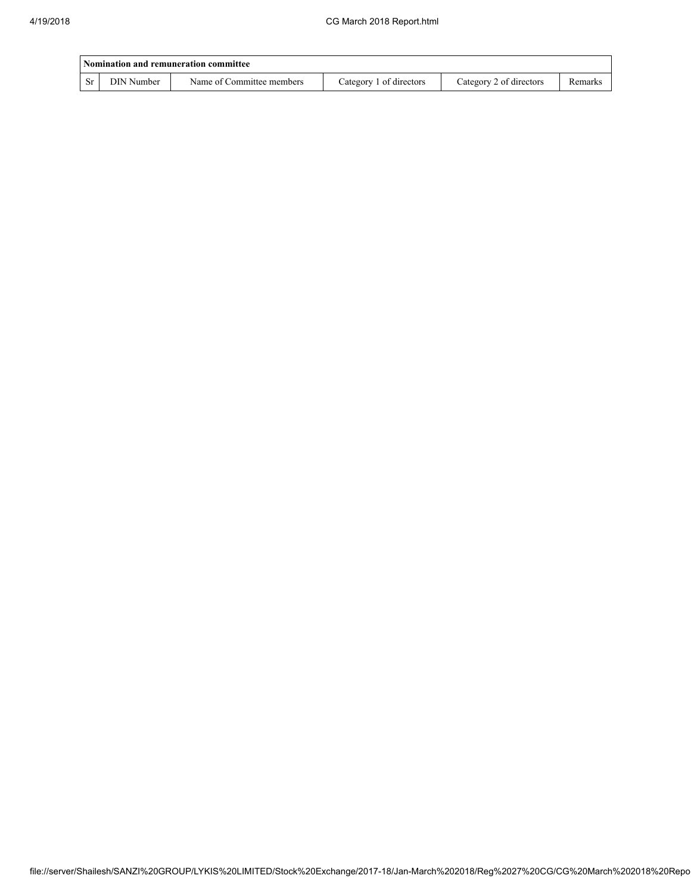| Nomination and remuneration committee | | | | | |
|---|---|---|---|---|---|
| Sr | DIN Number | Name of Committee members | Category 1 of directors | Category 2 of directors | Remarks |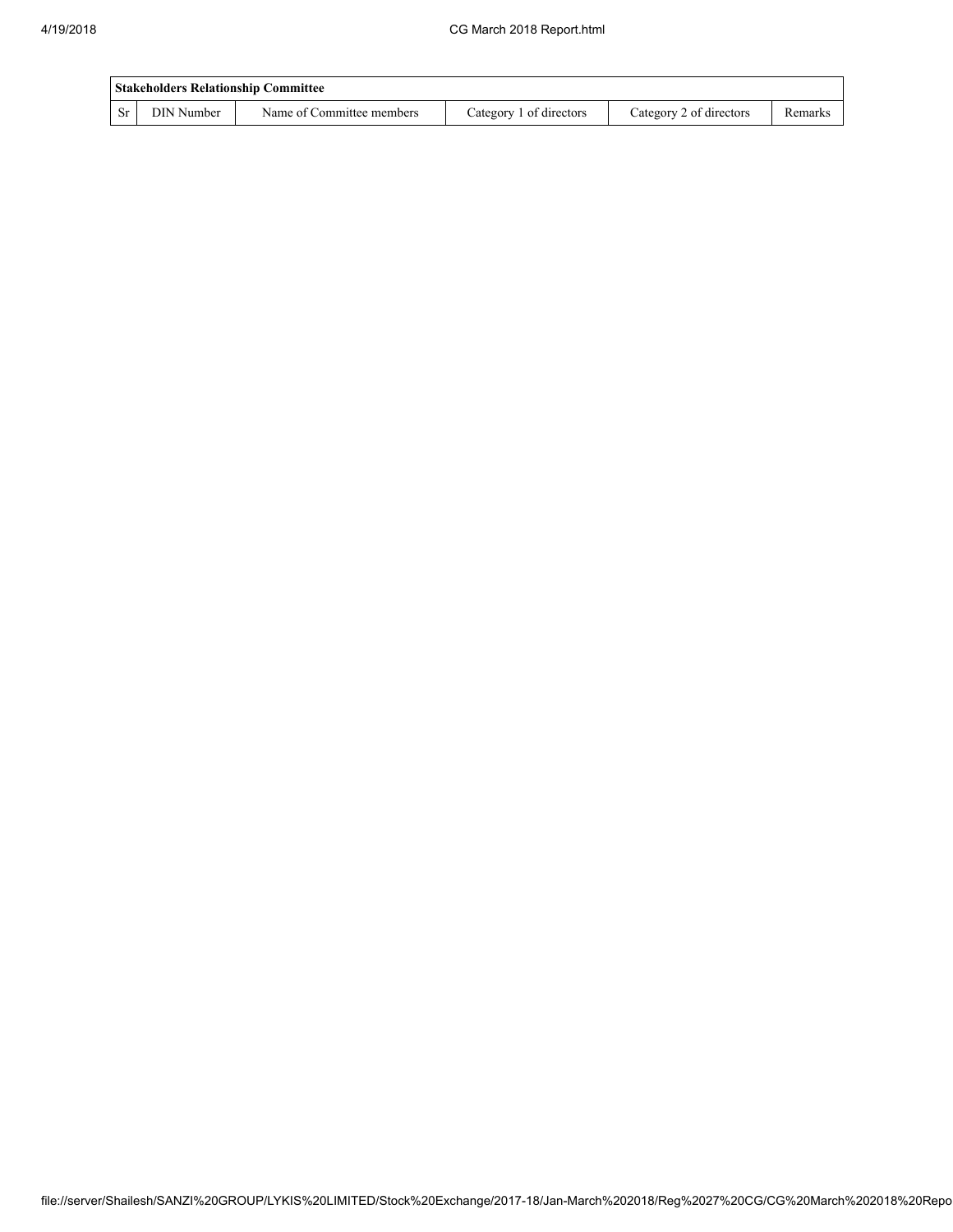| Stakeholders Relationship Committee | | | | | |
|---|---|---|---|---|---|
| Sr | DIN Number | Name of Committee members | Category 1 of directors | Category 2 of directors | Remarks |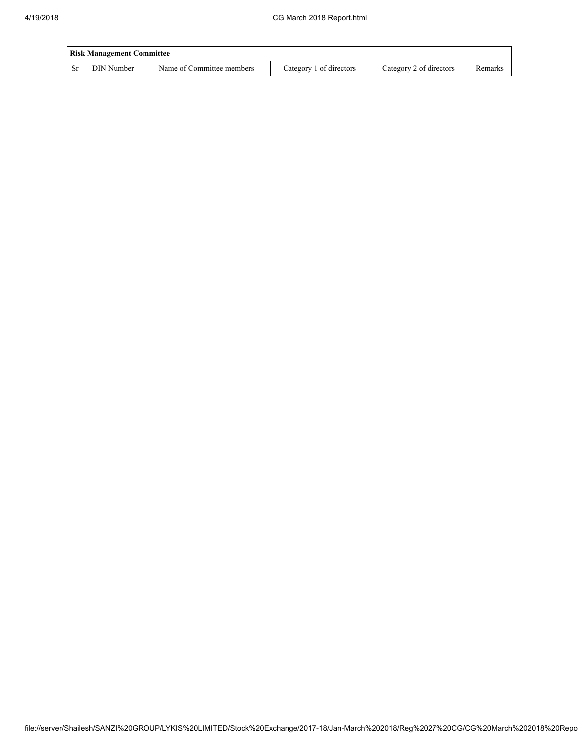| Risk Management Committee | | | | | |
|---|---|---|---|---|---|
| Sr | DIN Number | Name of Committee members | Category 1 of directors | Category 2 of directors | Remarks |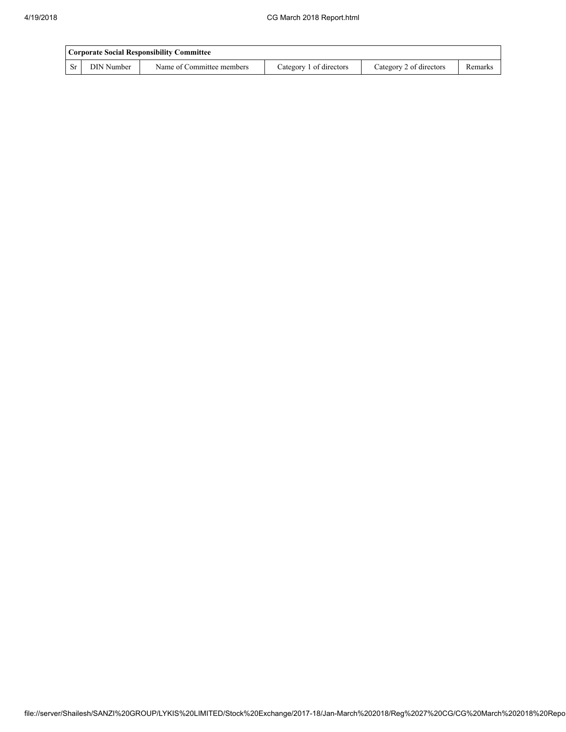| Corporate Social Responsibility Committee | | | | | |
|---|---|---|---|---|---|
| Sr | DIN Number | Name of Committee members | Category 1 of directors | Category 2 of directors | Remarks |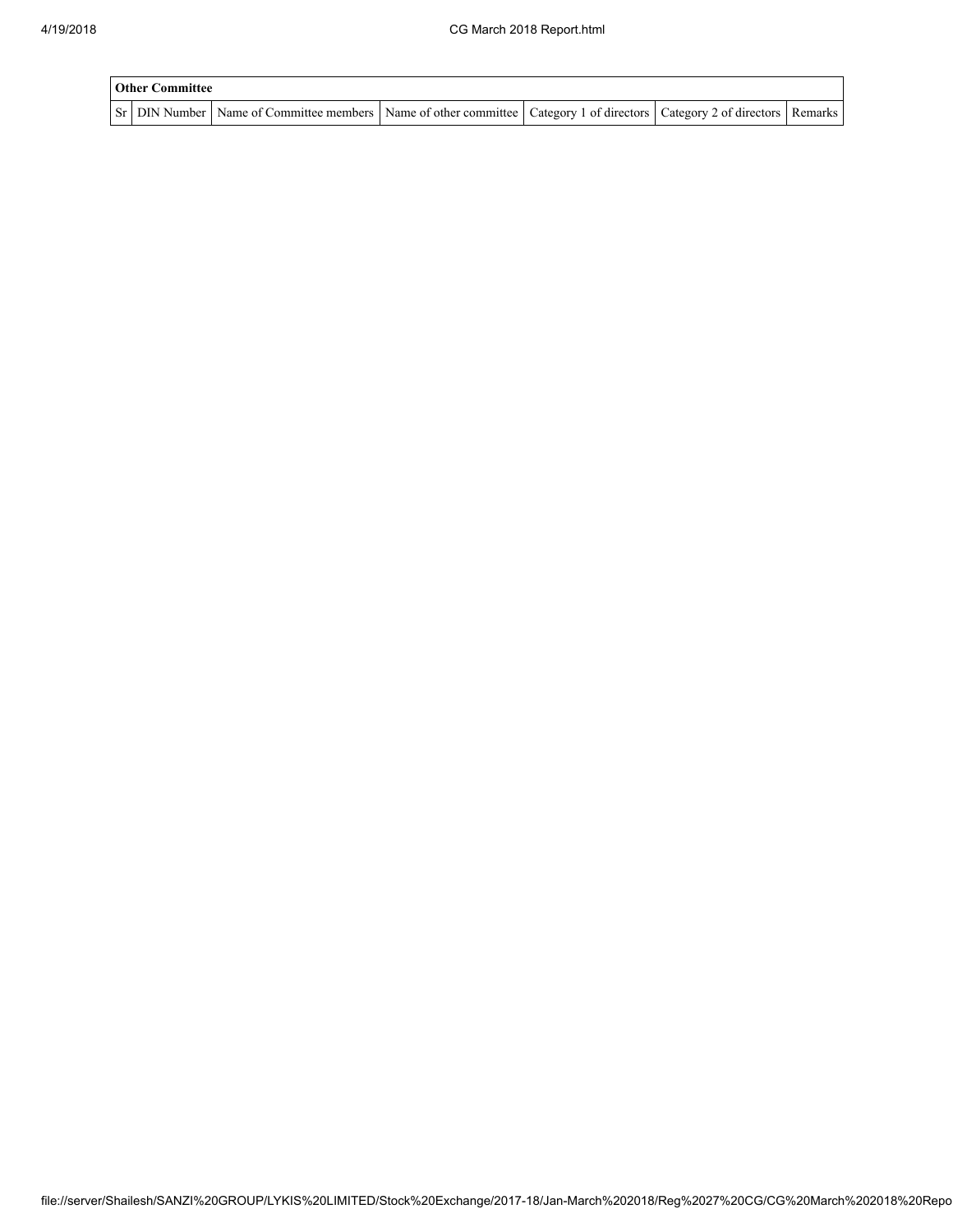| Other Committee | | | | | | |
|---|---|---|---|---|---|---|
| Sr | DIN Number | Name of Committee members | Name of other committee | Category 1 of directors | Category 2 of directors | Remarks |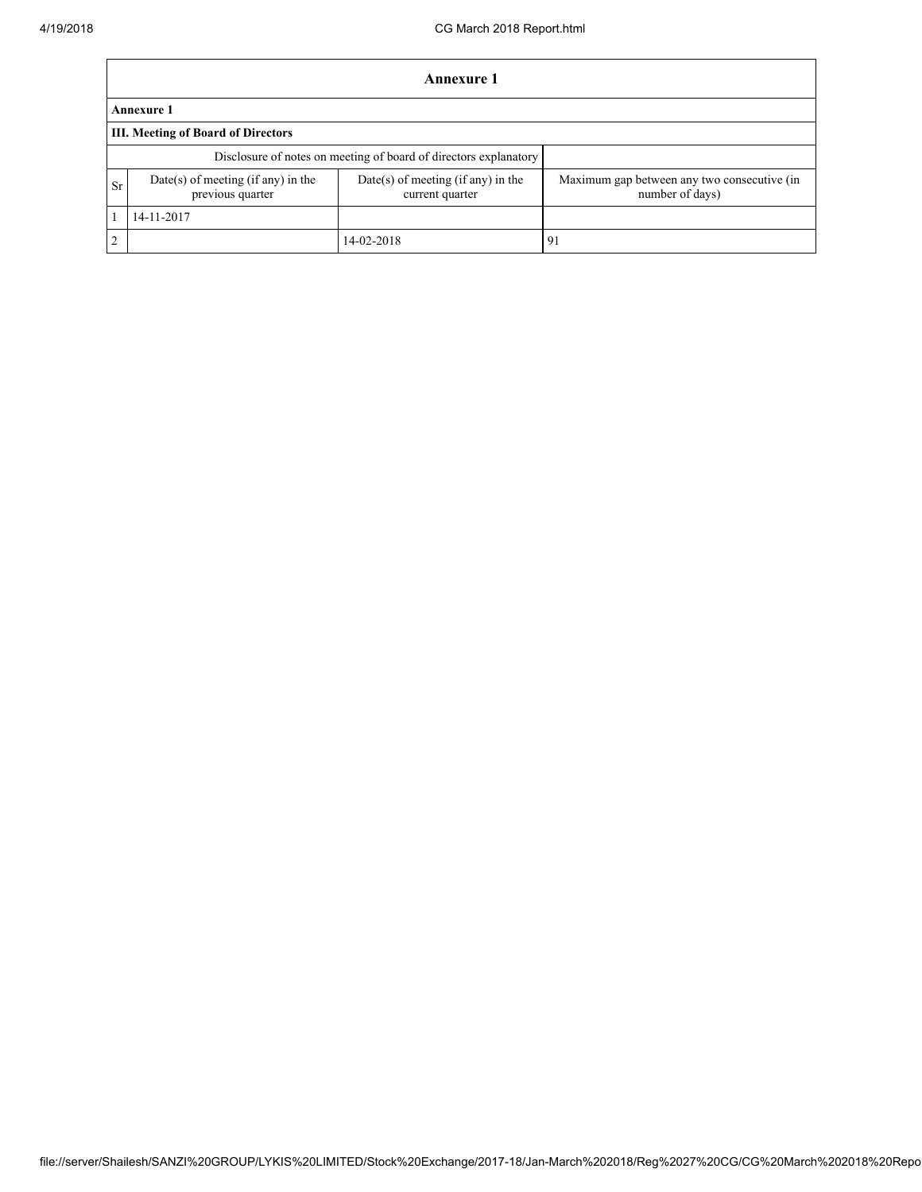# Annexure 1

## Annexure 1

### III. Meeting of Board of Directors

| Disclosure of notes on meeting of board of directors explanatory | | | |
|---|---|---|---|
| Sr | Date(s) of meeting (if any) in the previous quarter | Date(s) of meeting (if any) in the current quarter | Maximum gap between any two consecutive (in number of days) |
| 1 | 14-11-2017 | | |
| 2 | | 14-02-2018 | 91 |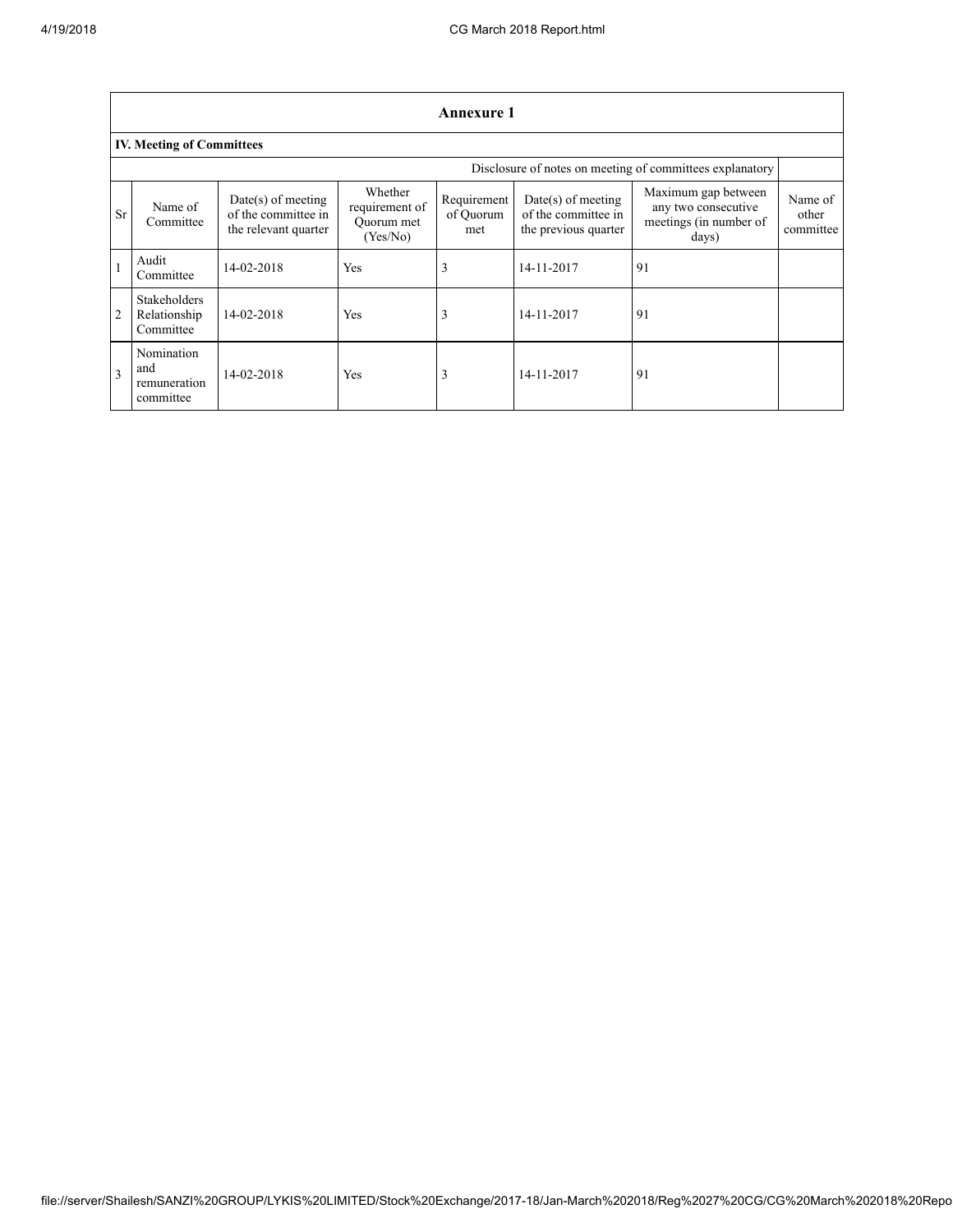## Annexure 1

### IV. Meeting of Committees

| | | | | | | | |
|---|---|---|---|---|---|---|---|
| | | | | | | Disclosure of notes on meeting of committees explanatory | |
| Sr | Name of Committee | Date(s) of meeting of the committee in the relevant quarter | Whether requirement of Quorum met (Yes/No) | Requirement of Quorum met | Date(s) of meeting of the committee in the previous quarter | Maximum gap between any two consecutive meetings (in number of days) | Name of other committee |
| 1 | Audit Committee | 14-02-2018 | Yes | 3 | 14-11-2017 | 91 | |
| 2 | Stakeholders Relationship Committee | 14-02-2018 | Yes | 3 | 14-11-2017 | 91 | |
| 3 | Nomination and remuneration committee | 14-02-2018 | Yes | 3 | 14-11-2017 | 91 | |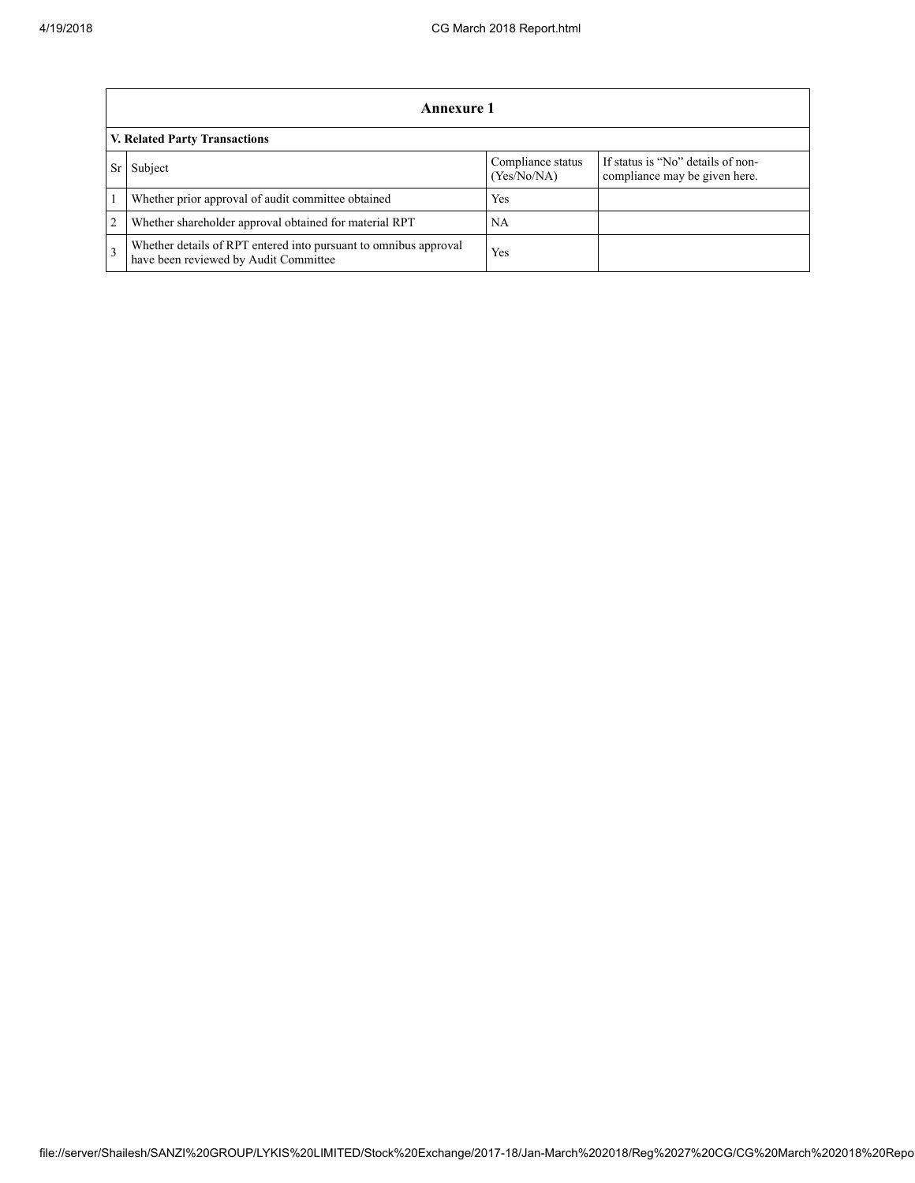| Annexure 1 | | | |
|---|---|---|---|
| **V. Related Party Transactions** | | | |
| Sr | Subject | Compliance status (Yes/No/NA) | If status is "No" details of non-compliance may be given here. |
| 1 | Whether prior approval of audit committee obtained | Yes | |
| 2 | Whether shareholder approval obtained for material RPT | NA | |
| 3 | Whether details of RPT entered into pursuant to omnibus approval have been reviewed by Audit Committee | Yes | |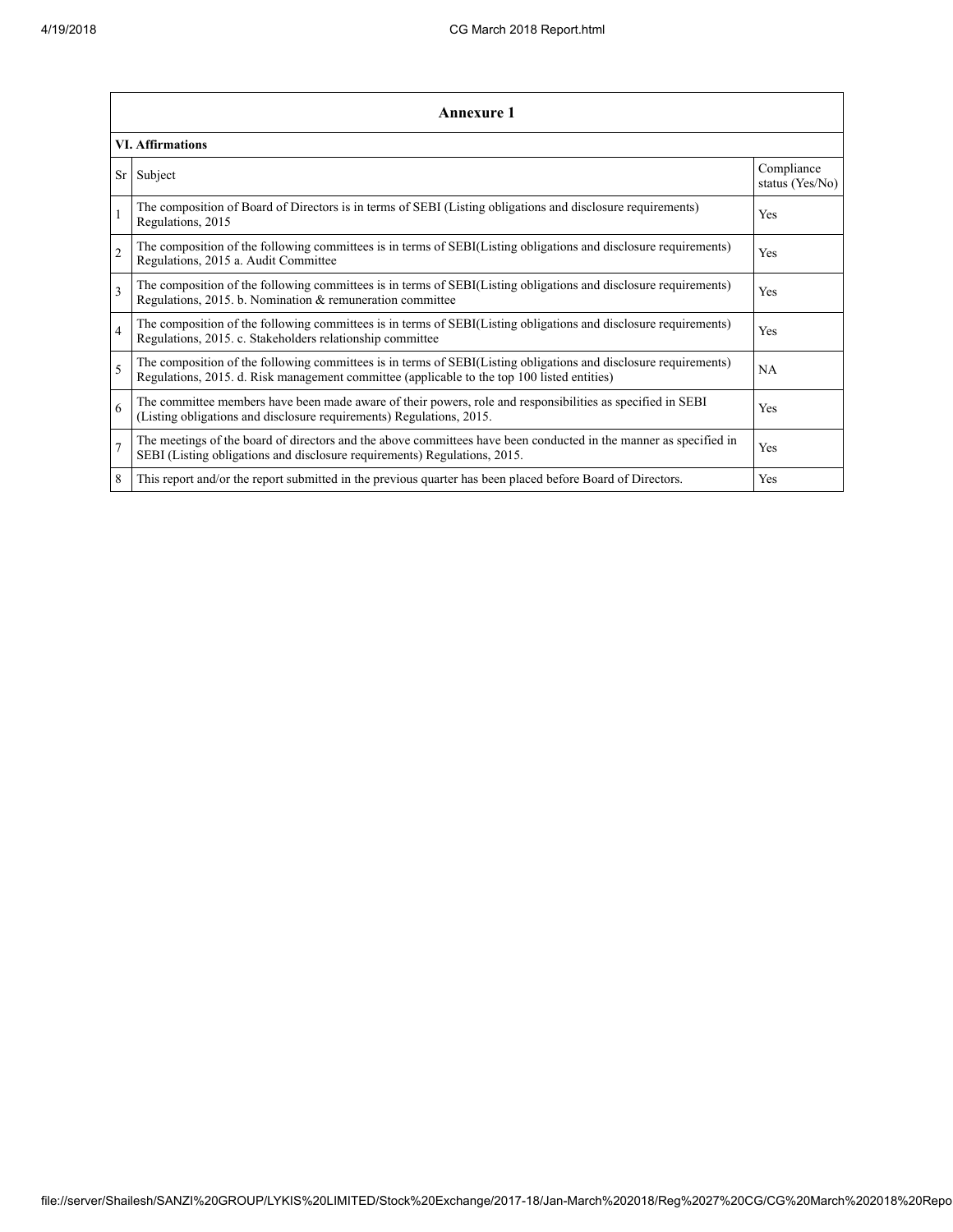## Annexure 1

### VI. Affirmations

| Sr | Subject | Compliance status (Yes/No) |
|---|---|---|
| 1 | The composition of Board of Directors is in terms of SEBI (Listing obligations and disclosure requirements) Regulations, 2015 | Yes |
| 2 | The composition of the following committees is in terms of SEBI(Listing obligations and disclosure requirements) Regulations, 2015 a. Audit Committee | Yes |
| 3 | The composition of the following committees is in terms of SEBI(Listing obligations and disclosure requirements) Regulations, 2015. b. Nomination & remuneration committee | Yes |
| 4 | The composition of the following committees is in terms of SEBI(Listing obligations and disclosure requirements) Regulations, 2015. c. Stakeholders relationship committee | Yes |
| 5 | The composition of the following committees is in terms of SEBI(Listing obligations and disclosure requirements) Regulations, 2015. d. Risk management committee (applicable to the top 100 listed entities) | NA |
| 6 | The committee members have been made aware of their powers, role and responsibilities as specified in SEBI (Listing obligations and disclosure requirements) Regulations, 2015. | Yes |
| 7 | The meetings of the board of directors and the above committees have been conducted in the manner as specified in SEBI (Listing obligations and disclosure requirements) Regulations, 2015. | Yes |
| 8 | This report and/or the report submitted in the previous quarter has been placed before Board of Directors. | Yes |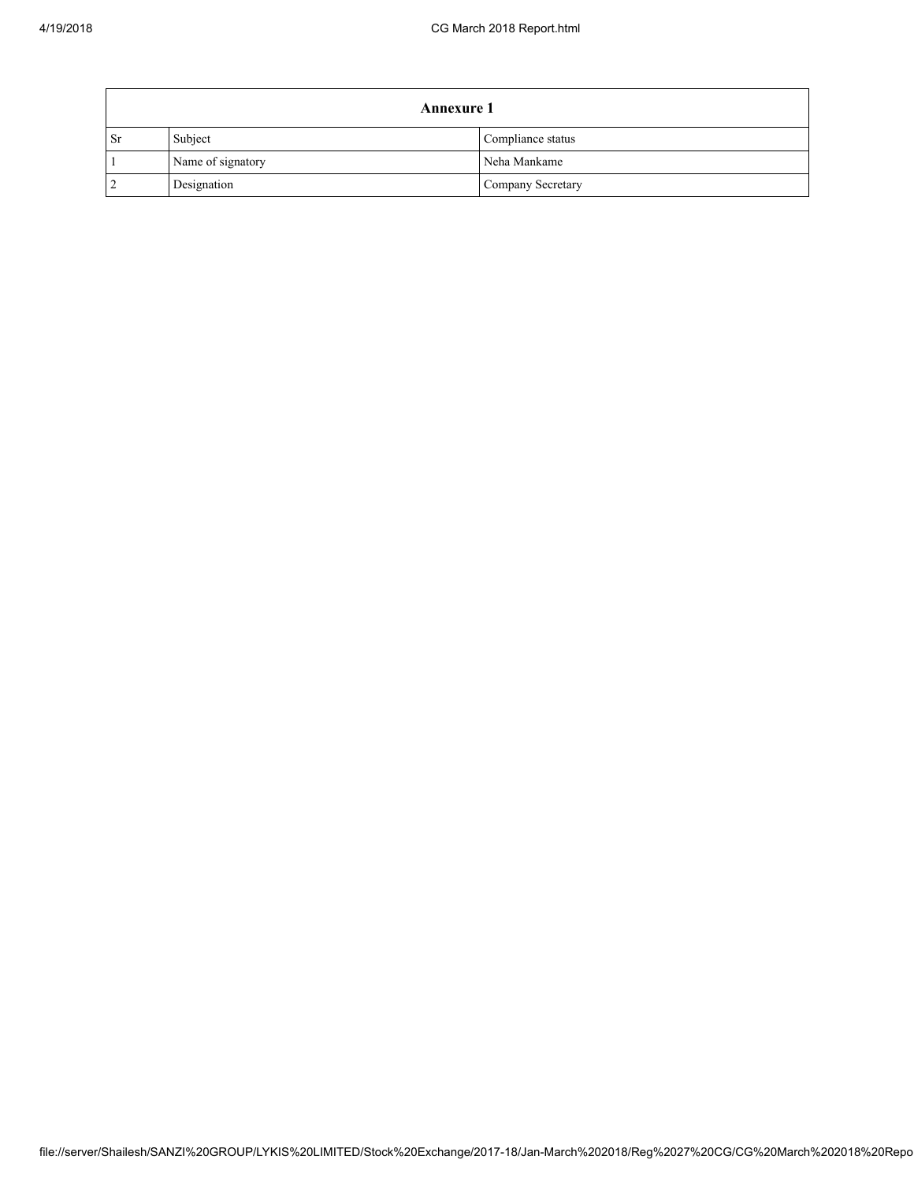| Annexure 1 | | |
|---|---|---|
| Sr | Subject | Compliance status |
| 1 | Name of signatory | Neha Mankame |
| 2 | Designation | Company Secretary |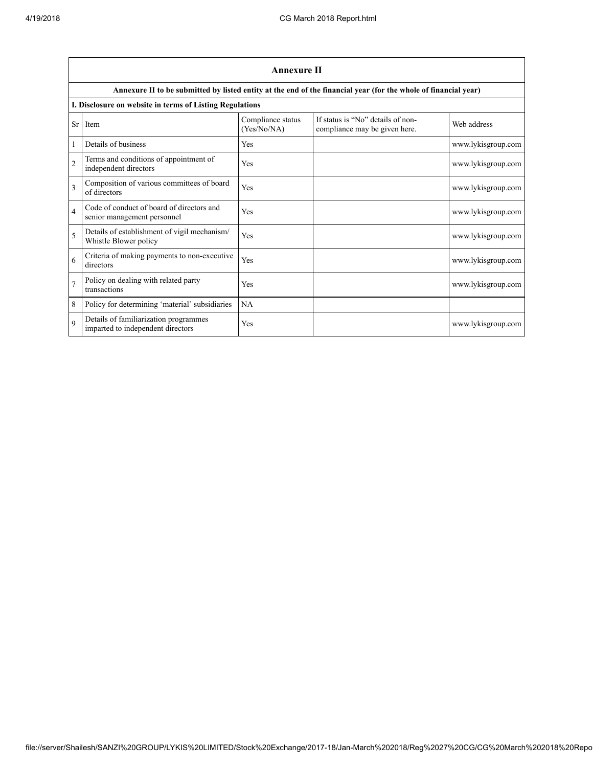## Annexure II

**Annexure II to be submitted by listed entity at the end of the financial year (for the whole of financial year)**

**I. Disclosure on website in terms of Listing Regulations**

| Sr | Item | Compliance status (Yes/No/NA) | If status is “No” details of non-compliance may be given here. | Web address |
|---|---|---|---|---|
| 1 | Details of business | Yes | | www.lykisgroup.com |
| 2 | Terms and conditions of appointment of independent directors | Yes | | www.lykisgroup.com |
| 3 | Composition of various committees of board of directors | Yes | | www.lykisgroup.com |
| 4 | Code of conduct of board of directors and senior management personnel | Yes | | www.lykisgroup.com |
| 5 | Details of establishment of vigil mechanism/ Whistle Blower policy | Yes | | www.lykisgroup.com |
| 6 | Criteria of making payments to non-executive directors | Yes | | www.lykisgroup.com |
| 7 | Policy on dealing with related party transactions | Yes | | www.lykisgroup.com |
| 8 | Policy for determining ‘material’ subsidiaries | NA | | |
| 9 | Details of familiarization programmes imparted to independent directors | Yes | | www.lykisgroup.com |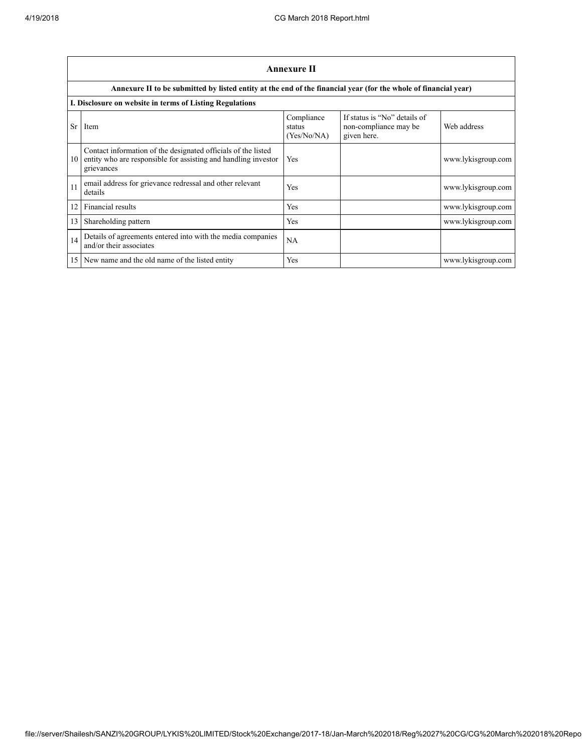| Annexure II | | | | |
|---|---|---|---|---|
| Annexure II to be submitted by listed entity at the end of the financial year (for the whole of financial year) | | | | |
| I. Disclosure on website in terms of Listing Regulations | | | | |
| Sr | Item | Compliance status (Yes/No/NA) | If status is "No" details of non-compliance may be given here. | Web address |
| 10 | Contact information of the designated officials of the listed entity who are responsible for assisting and handling investor grievances | Yes | | www.lykisgroup.com |
| 11 | email address for grievance redressal and other relevant details | Yes | | www.lykisgroup.com |
| 12 | Financial results | Yes | | www.lykisgroup.com |
| 13 | Shareholding pattern | Yes | | www.lykisgroup.com |
| 14 | Details of agreements entered into with the media companies and/or their associates | NA | | |
| 15 | New name and the old name of the listed entity | Yes | | www.lykisgroup.com |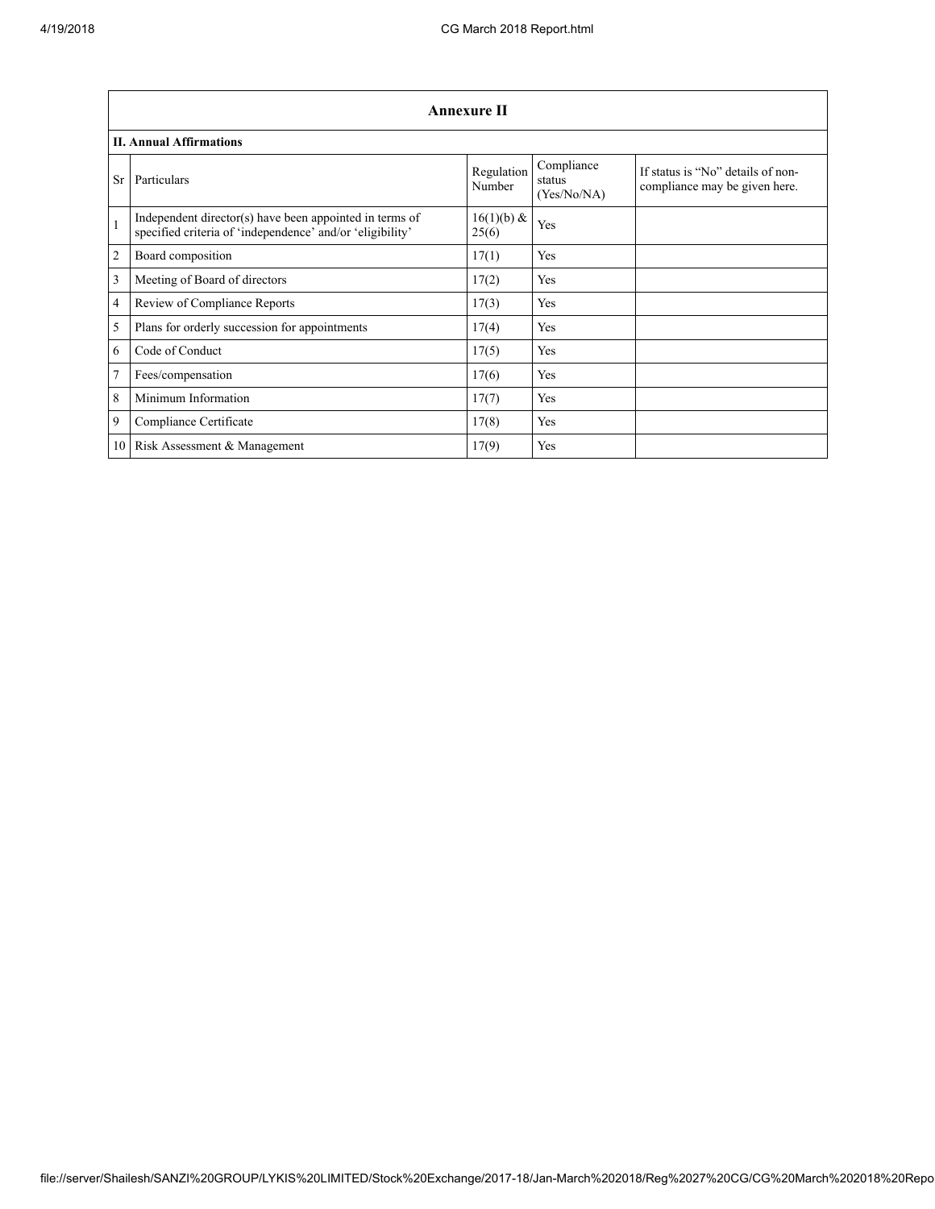## Annexure II

### II. Annual Affirmations

| Sr | Particulars | Regulation Number | Compliance status (Yes/No/NA) | If status is “No” details of non-compliance may be given here. |
|---|---|---|---|---|
| 1 | Independent director(s) have been appointed in terms of specified criteria of ‘independence’ and/or ‘eligibility’ | 16(1)(b) & 25(6) | Yes | |
| 2 | Board composition | 17(1) | Yes | |
| 3 | Meeting of Board of directors | 17(2) | Yes | |
| 4 | Review of Compliance Reports | 17(3) | Yes | |
| 5 | Plans for orderly succession for appointments | 17(4) | Yes | |
| 6 | Code of Conduct | 17(5) | Yes | |
| 7 | Fees/compensation | 17(6) | Yes | |
| 8 | Minimum Information | 17(7) | Yes | |
| 9 | Compliance Certificate | 17(8) | Yes | |
| 10 | Risk Assessment & Management | 17(9) | Yes | |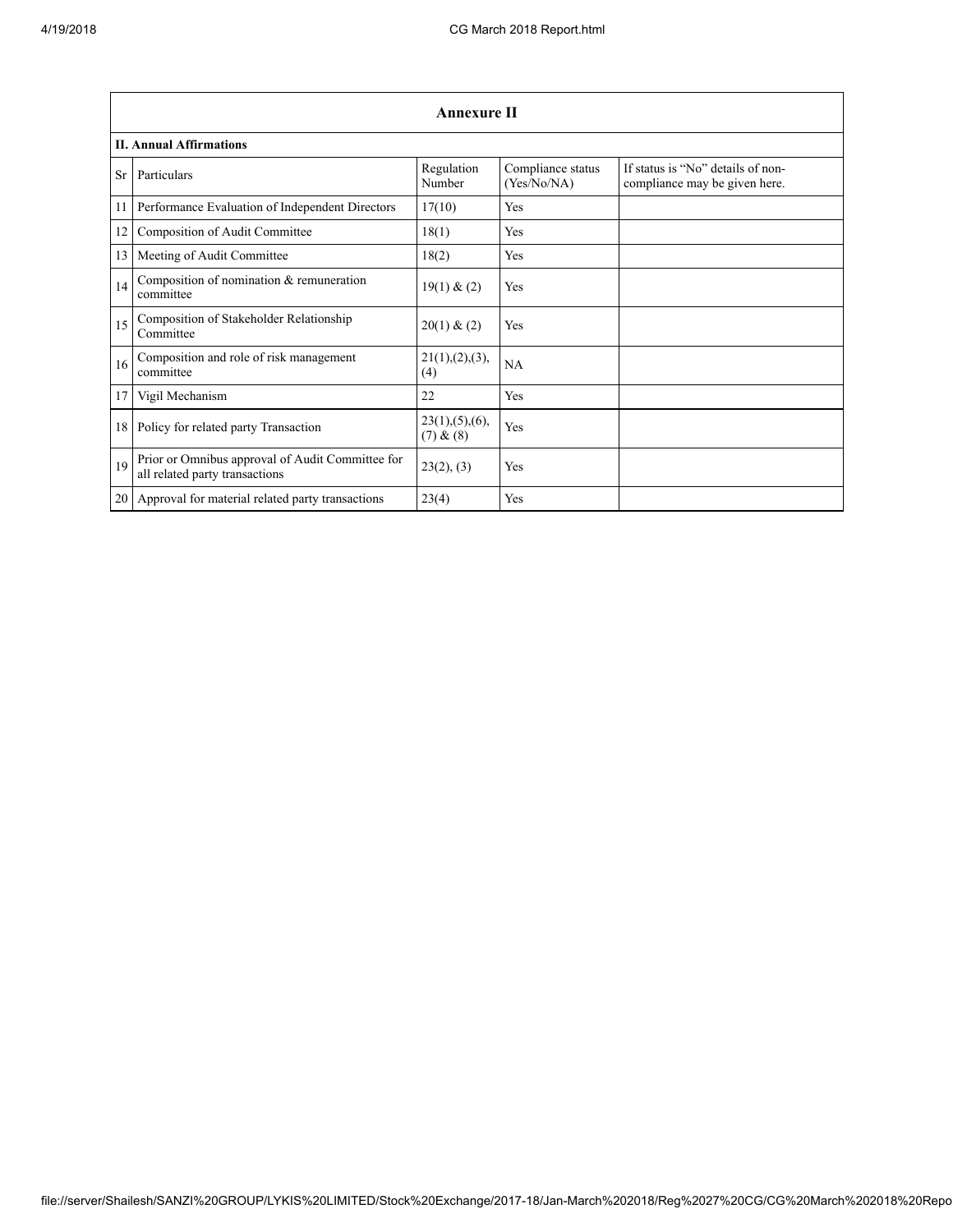## Annexure II

### II. Annual Affirmations

| Sr | Particulars | Regulation Number | Compliance status (Yes/No/NA) | If status is "No" details of non-compliance may be given here. |
|---|---|---|---|---|
| 11 | Performance Evaluation of Independent Directors | 17(10) | Yes | |
| 12 | Composition of Audit Committee | 18(1) | Yes | |
| 13 | Meeting of Audit Committee | 18(2) | Yes | |
| 14 | Composition of nomination & remuneration committee | 19(1) & (2) | Yes | |
| 15 | Composition of Stakeholder Relationship Committee | 20(1) & (2) | Yes | |
| 16 | Composition and role of risk management committee | 21(1),(2),(3),(4) | NA | |
| 17 | Vigil Mechanism | 22 | Yes | |
| 18 | Policy for related party Transaction | 23(1),(5),(6),(7) & (8) | Yes | |
| 19 | Prior or Omnibus approval of Audit Committee for all related party transactions | 23(2), (3) | Yes | |
| 20 | Approval for material related party transactions | 23(4) | Yes | |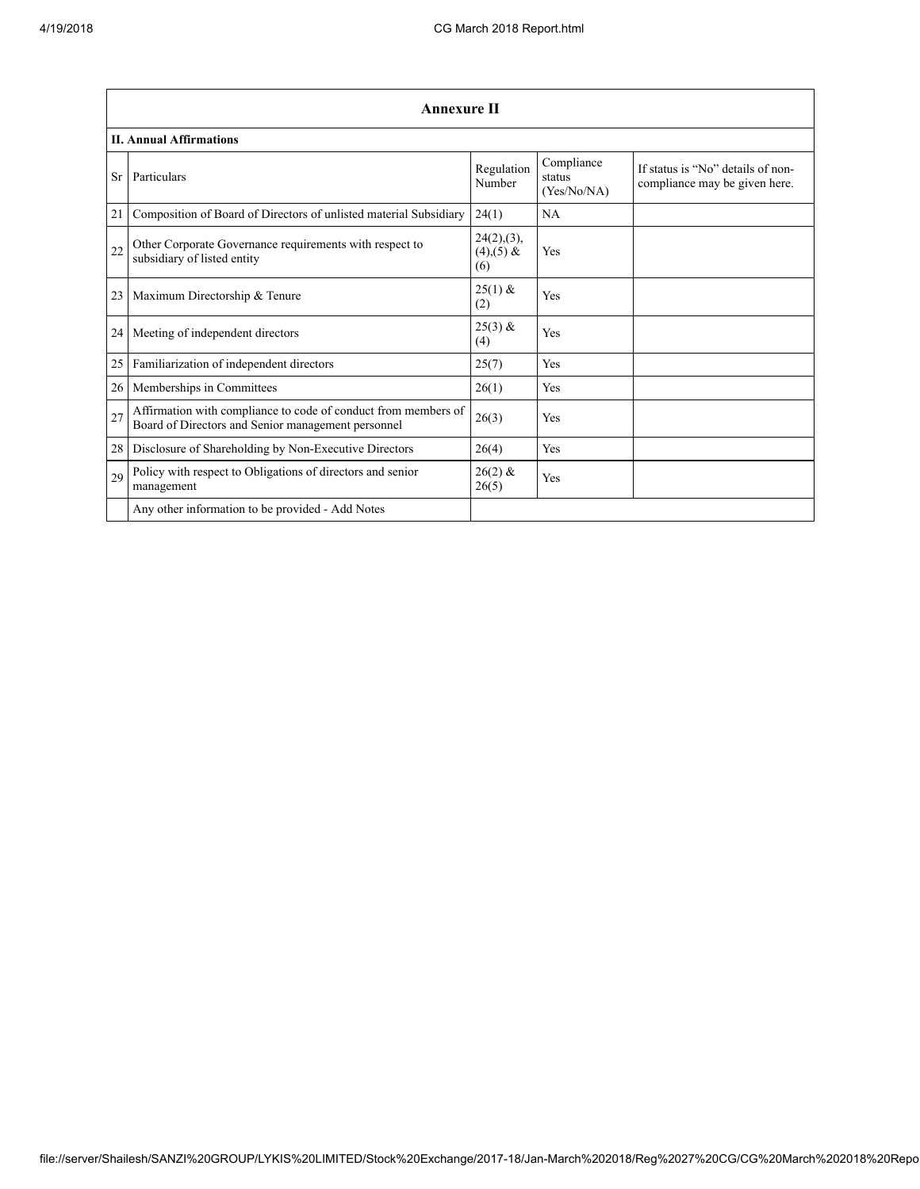## Annexure II

### II. Annual Affirmations

| Sr | Particulars | Regulation Number | Compliance status (Yes/No/NA) | If status is "No" details of non-compliance may be given here. |
|---|---|---|---|---|
| 21 | Composition of Board of Directors of unlisted material Subsidiary | 24(1) | NA | |
| 22 | Other Corporate Governance requirements with respect to subsidiary of listed entity | 24(2),(3),(4),(5) & (6) | Yes | |
| 23 | Maximum Directorship & Tenure | 25(1) & (2) | Yes | |
| 24 | Meeting of independent directors | 25(3) & (4) | Yes | |
| 25 | Familiarization of independent directors | 25(7) | Yes | |
| 26 | Memberships in Committees | 26(1) | Yes | |
| 27 | Affirmation with compliance to code of conduct from members of Board of Directors and Senior management personnel | 26(3) | Yes | |
| 28 | Disclosure of Shareholding by Non-Executive Directors | 26(4) | Yes | |
| 29 | Policy with respect to Obligations of directors and senior management | 26(2) & 26(5) | Yes | |
| | Any other information to be provided - Add Notes | | | |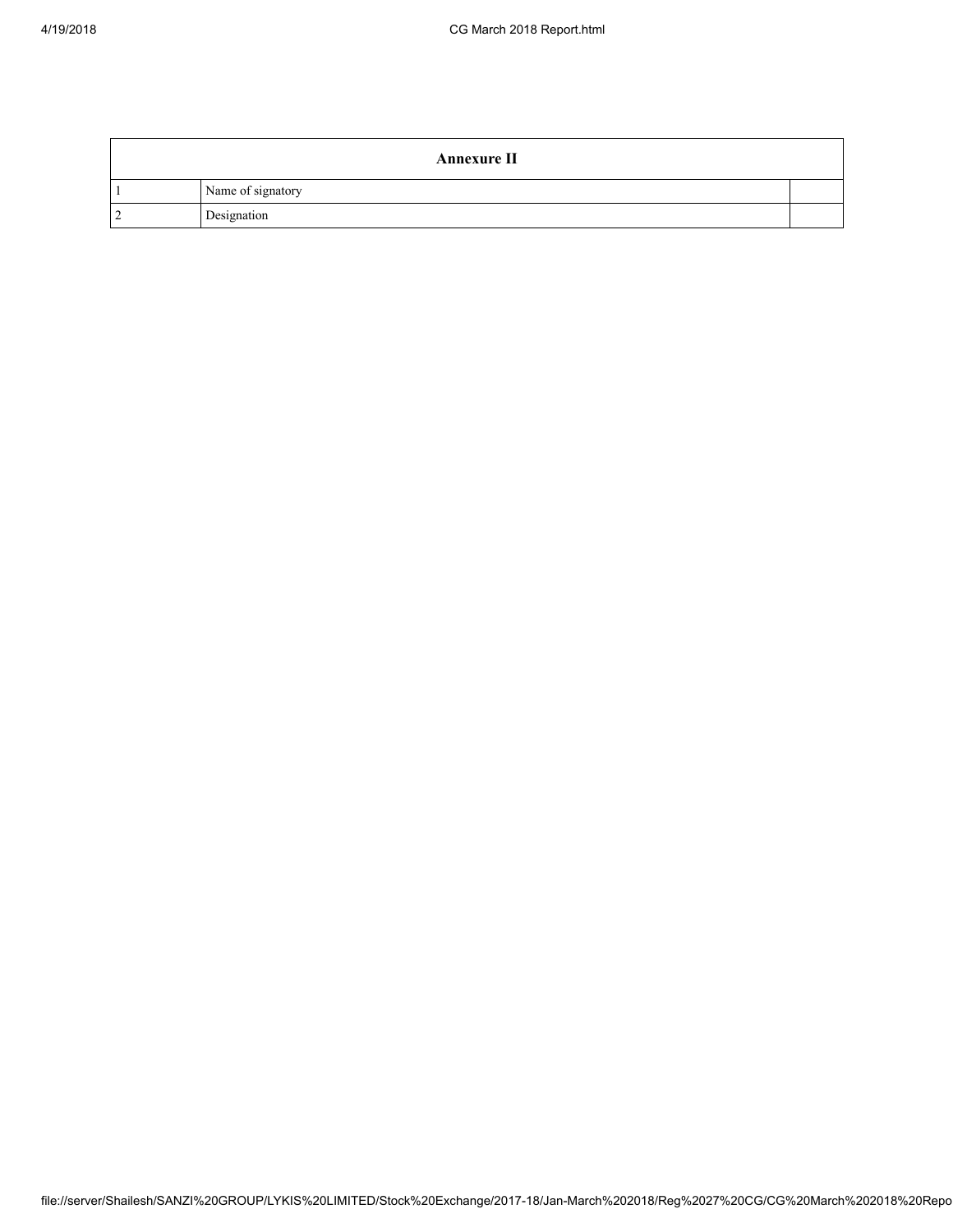| Annexure II | | |
|---|---|---|
| 1 | Name of signatory | |
| 2 | Designation | |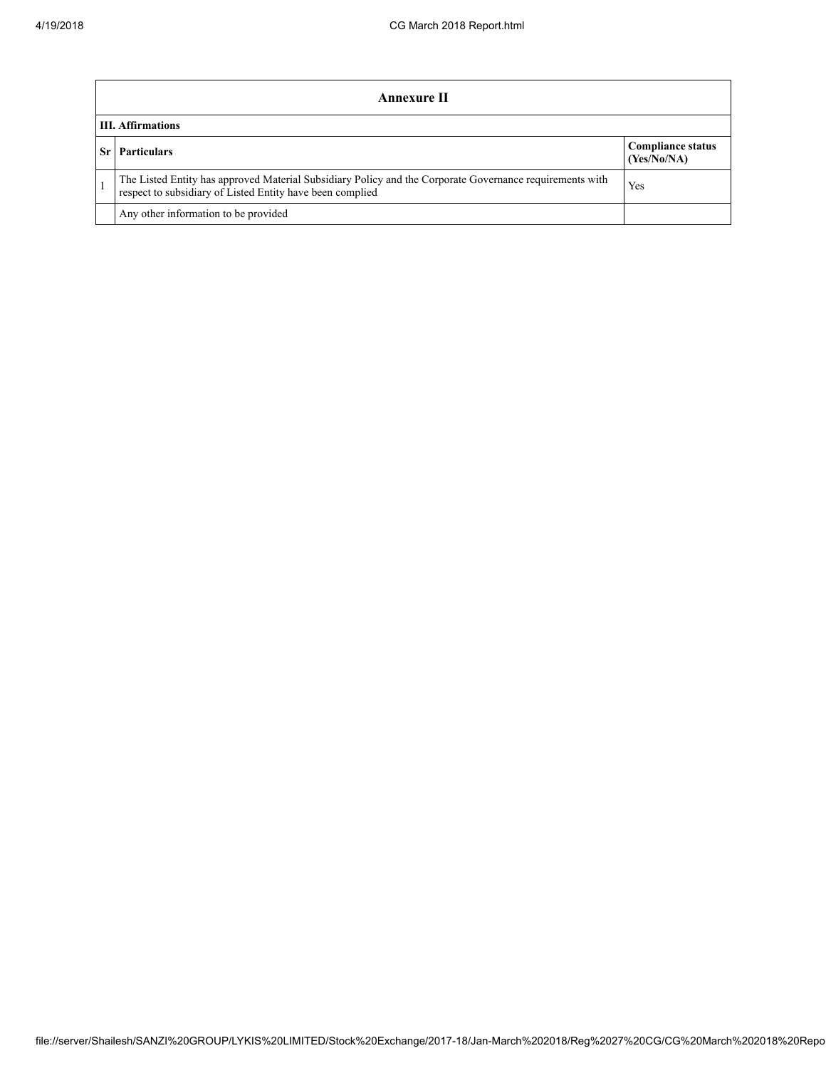## Annexure II

### III. Affirmations

| Sr | Particulars | Compliance status (Yes/No/NA) |
|---|---|---|
| 1 | The Listed Entity has approved Material Subsidiary Policy and the Corporate Governance requirements with respect to subsidiary of Listed Entity have been complied | Yes |
| | Any other information to be provided | |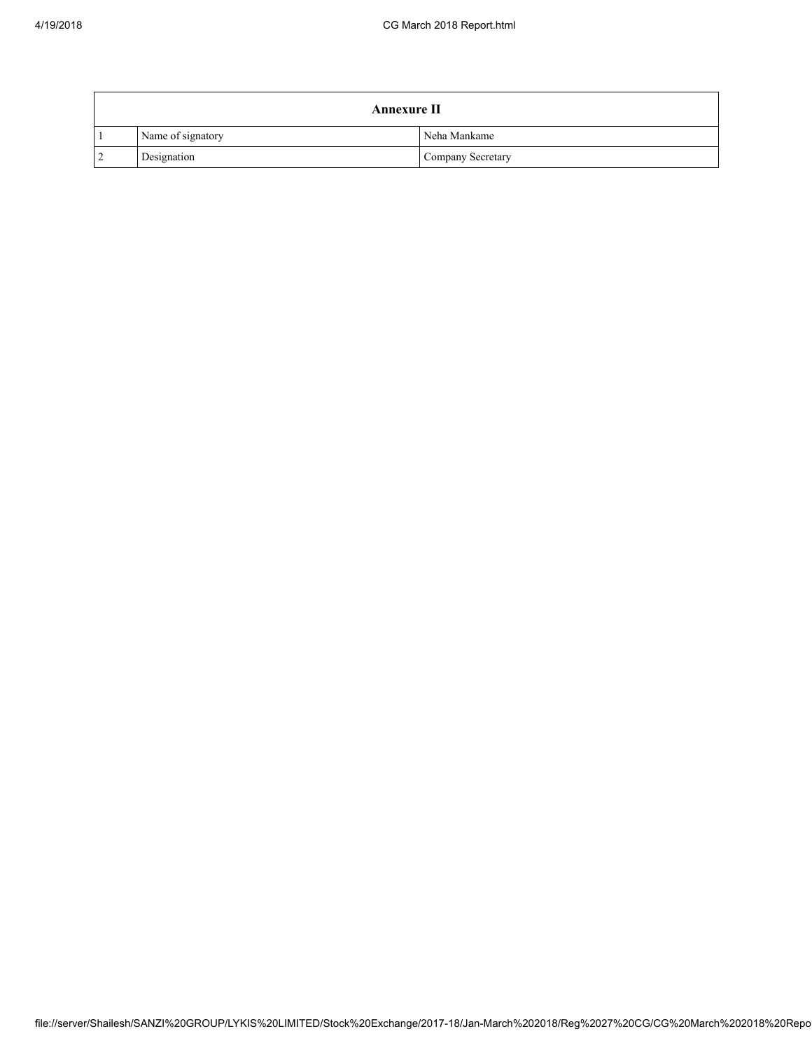| Annexure II | | |
|---|---|---|
| 1 | Name of signatory | Neha Mankame |
| 2 | Designation | Company Secretary |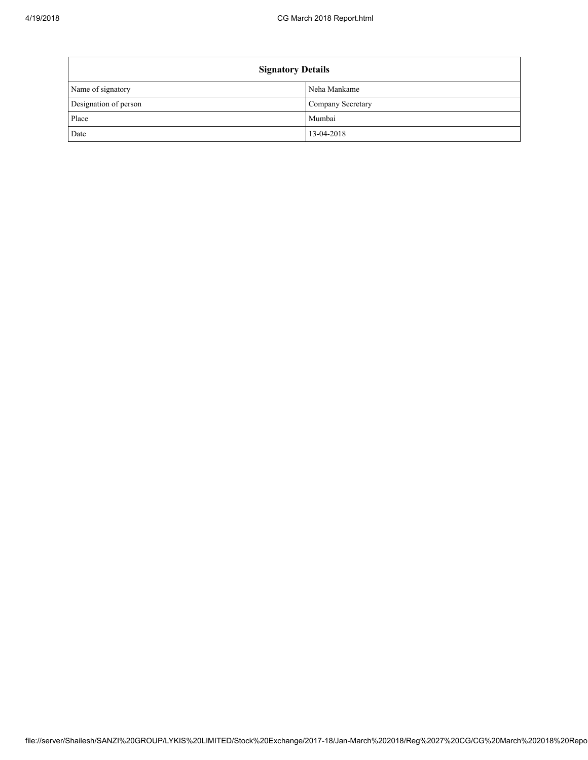| Signatory Details | |
|---|---|
| Name of signatory | Neha Mankame |
| Designation of person | Company Secretary |
| Place | Mumbai |
| Date | 13-04-2018 |